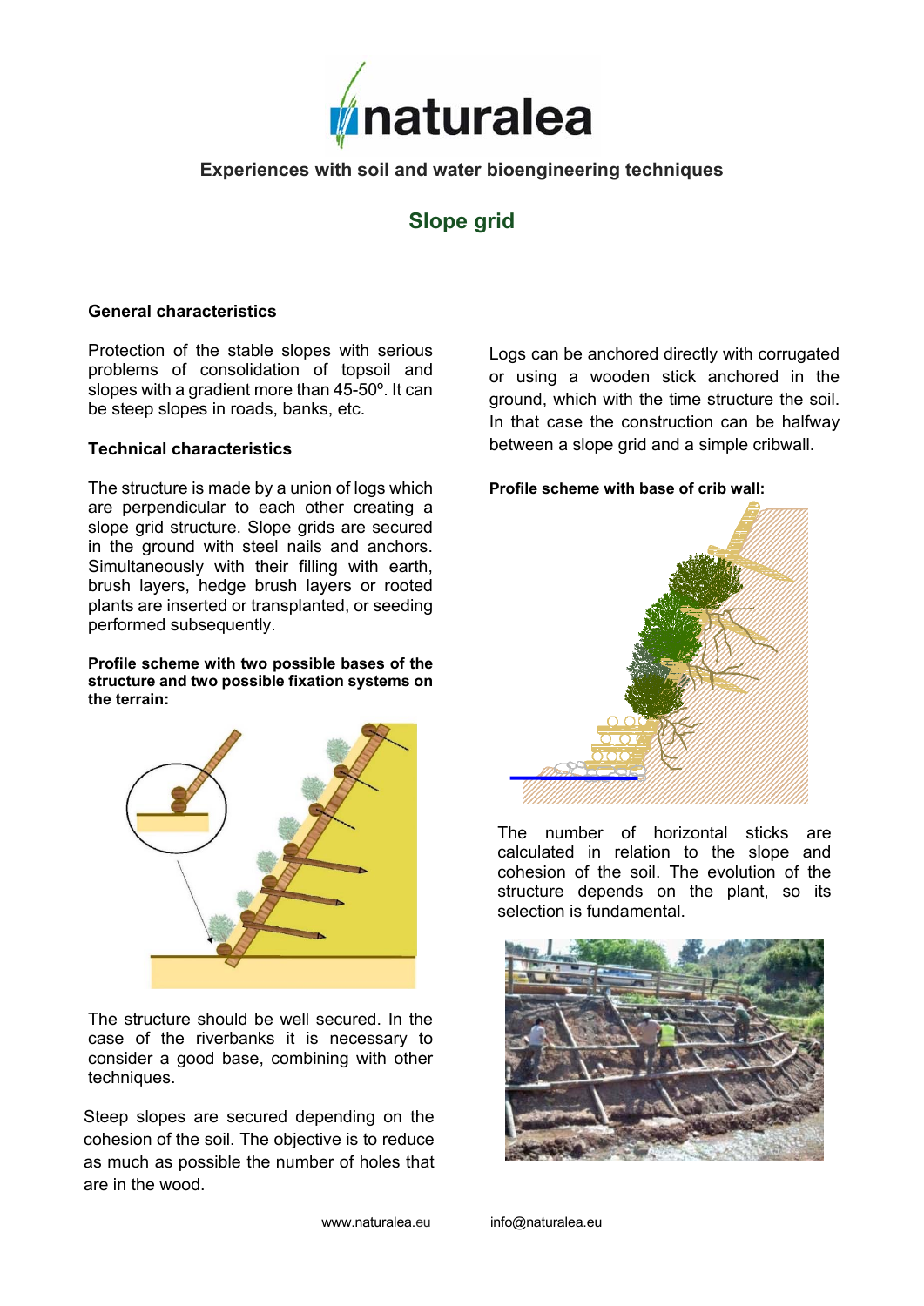# naturalea

**Experiences with soil and water bioengineering techniques**

## Slope grid

### General characteristics

Protection of the stable slopes with serious problems of consolidation of topsoil and slopes with a gradient more than 45-50º. It can be steep slopes in roads, banks, etc.

### Technical characteristics

The structure is made by a union of logs which are perpendicular to each other creating a slope grid structure. Slope grids are secured in the ground with steel nails and anchors. Simultaneously with their filling with earth, brush layers, hedge brush layers or rooted plants are inserted or transplanted, or seeding performed subsequently.

**Profile scheme with two possible bases of the structure and two possible fixation systems on the terrain:**

The structure should be well secured. In the case of the riverbanks it is necessary to consider a good base, combining with other techniques.

Steep slopes are secured depending on the cohesion of the soil. The objective is to reduce as much as possible the number of holes that are in the wood.

Logs can be anchored directly with corrugated or using a wooden stick anchored in the ground, which with the time structure the soil. In that case the construction can be halfway between a slope grid and a simple cribwall.

**Profile scheme with base of crib wall:**

The number of horizontal sticks are calculated in relation to the slope and cohesion of the soil. The evolution of the structure depends on the plant, so its selection is fundamental.

www.naturalea.eu info@naturalea.eu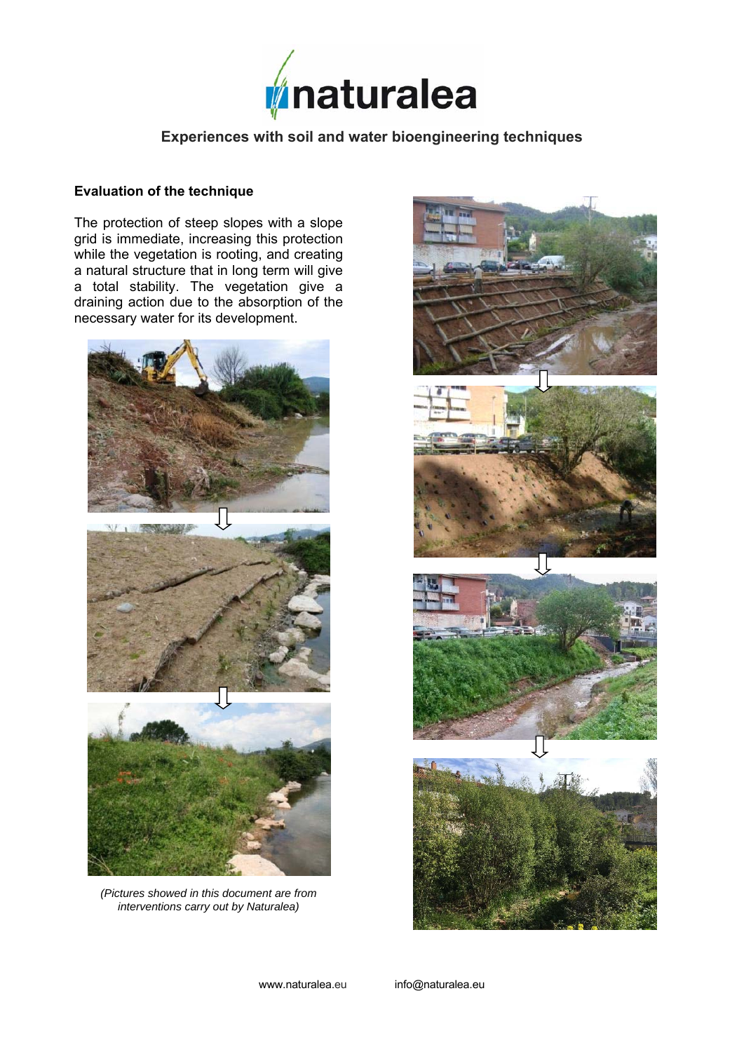naturalea

**Experiences with soil and water bioengineering techniques**

## Evaluation of the technique

The protection of steep slopes with a slope grid is immediate, increasing this protection while the vegetation is rooting, and creating a natural structure that in long term will give a total stability. The vegetation give a draining action due to the absorption of the necessary water for its development.

*(Pictures showed in this document are from interventions carry out by Naturalea)*

www.naturalea.eu info@naturalea.eu